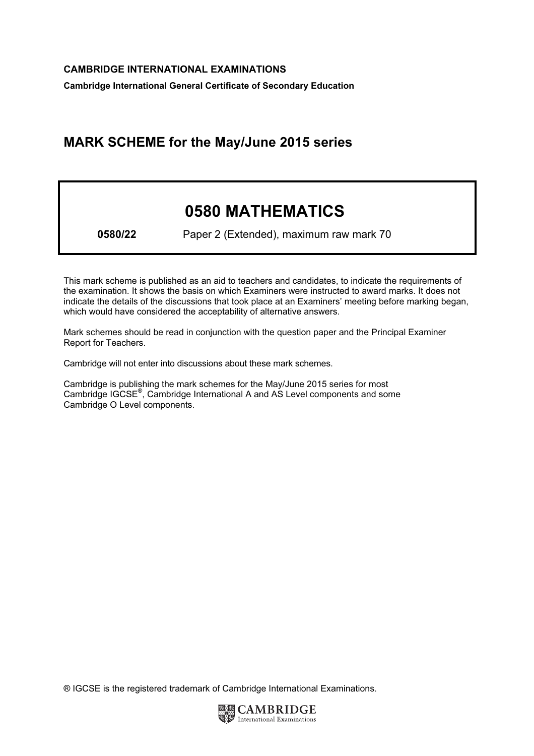**CAMBRIDGE INTERNATIONAL EXAMINATIONS**

**Cambridge International General Certificate of Secondary Education**

## MARK SCHEME for the May/June 2015 series

# 0580 MATHEMATICS

**0580/22** Paper 2 (Extended), maximum raw mark 70

This mark scheme is published as an aid to teachers and candidates, to indicate the requirements of the examination. It shows the basis on which Examiners were instructed to award marks. It does not indicate the details of the discussions that took place at an Examiners' meeting before marking began, which would have considered the acceptability of alternative answers.

Mark schemes should be read in conjunction with the question paper and the Principal Examiner Report for Teachers.

Cambridge will not enter into discussions about these mark schemes.

Cambridge is publishing the mark schemes for the May/June 2015 series for most Cambridge IGCSE®, Cambridge International A and AS Level components and some Cambridge O Level components.

® IGCSE is the registered trademark of Cambridge International Examinations.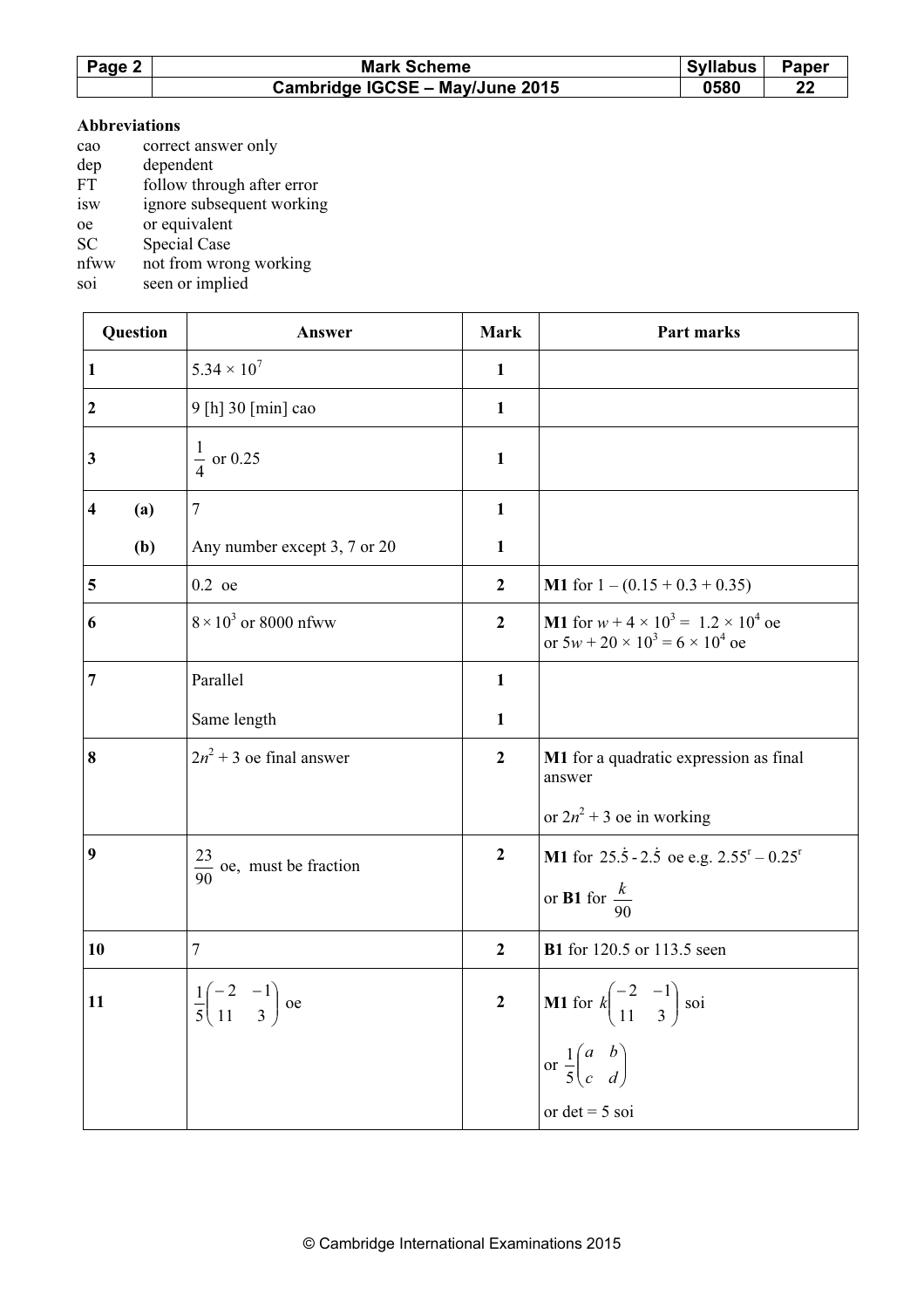| Page 2 | Mark Scheme | Syllabus | Paper |
|---|---|---|---|
| | Cambridge IGCSE – May/June 2015 | 0580 | 22 |

**Abbreviations**

cao correct answer only
dep dependent
FT follow through after error
isw ignore subsequent working
oe or equivalent
SC Special Case
nfww not from wrong working
soi seen or implied

| Question | | Answer | Mark | Part marks |
|---|---|---|---|---|
| **1** | | $5.34 \times 10^7$ | **1** | |
| **2** | | 9 [h] 30 [min] cao | **1** | |
| **3** | | $\frac{1}{4}$ or 0.25 | **1** | |
| **4** | **(a)** | 7 | **1** | |
| | **(b)** | Any number except 3, 7 or 20 | **1** | |
| **5** | | 0.2 oe | **2** | **M1** for $1 - (0.15 + 0.3 + 0.35)$ |
| **6** | | $8 \times 10^3$ or 8000 nfww | **2** | **M1** for $w + 4 \times 10^3 = 1.2 \times 10^4$ oe or $5w + 20 \times 10^3 = 6 \times 10^4$ oe |
| **7** | | Parallel | **1** | |
| | | Same length | **1** | |
| **8** | | $2n^2 + 3$ oe final answer | **2** | **M1** for a quadratic expression as final answer or $2n^2 + 3$ oe in working |
| **9** | | $\frac{23}{90}$ oe, must be fraction | **2** | **M1** for $25.\dot{5} - 2.\dot{5}$ oe e.g. $2.55^r - 0.25^r$ or **B1** for $\frac{k}{90}$ |
| **10** | | 7 | **2** | **B1** for 120.5 or 113.5 seen |
| **11** | | $\frac{1}{5}\begin{pmatrix} -2 & -1 \\ 11 & 3 \end{pmatrix}$ oe | **2** | **M1** for $k\begin{pmatrix} -2 & -1 \\ 11 & 3 \end{pmatrix}$ soi or $\frac{1}{5}\begin{pmatrix} a & b \\ c & d \end{pmatrix}$ or det = 5 soi |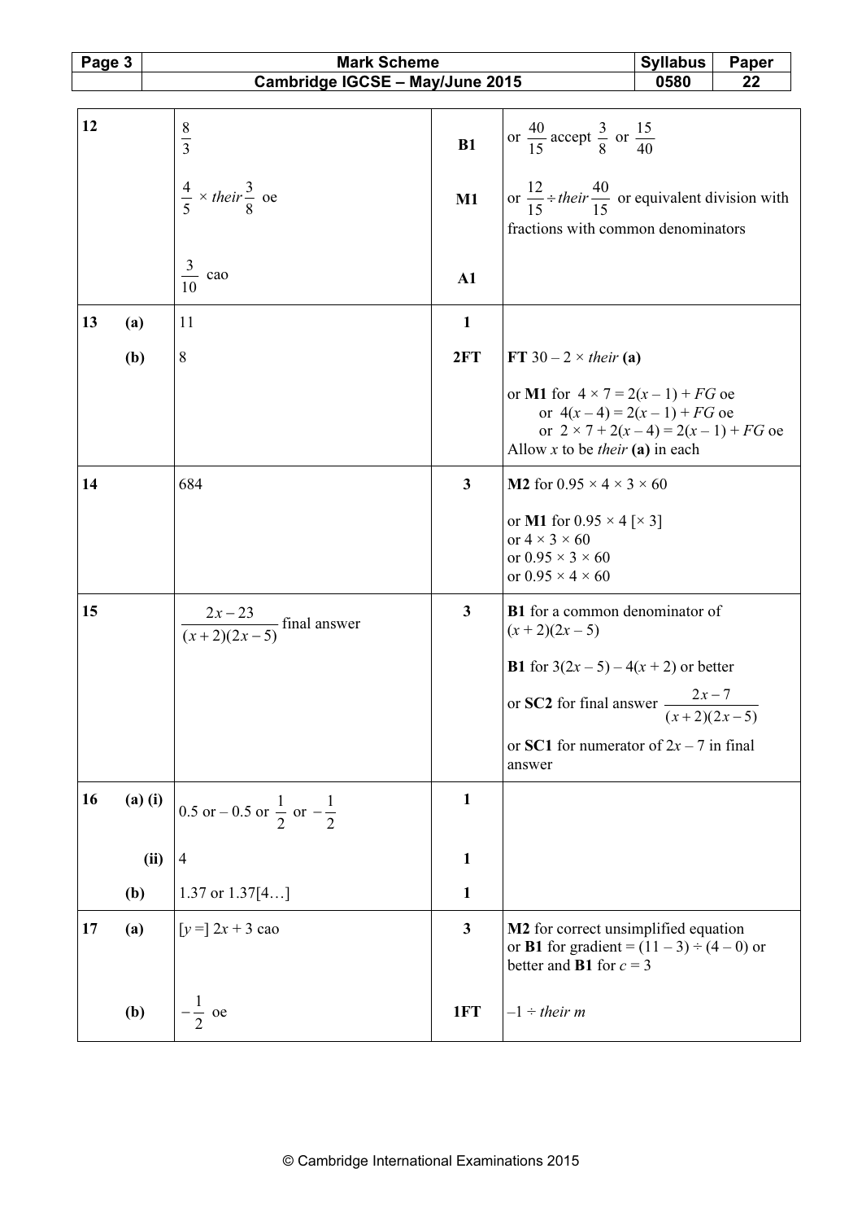| | | | | |
|---|---|---|---|---|
| 12 | | $\frac{8}{3}$ | B1 | or $\frac{40}{15}$ accept $\frac{3}{8}$ or $\frac{15}{40}$ |
| | | $\frac{4}{5} \times their \frac{3}{8}$ oe | M1 | or $\frac{12}{15} \div their \frac{40}{15}$ or equivalent division with fractions with common denominators |
| | | $\frac{3}{10}$ cao | A1 | |
| 13 | (a) | 11 | 1 | |
| | (b) | 8 | 2FT | **FT** $30 - 2 \times$ *their* **(a)**<br><br>or **M1** for $4 \times 7 = 2(x - 1) + FG$ oe<br>or $4(x - 4) = 2(x - 1) + FG$ oe<br>or $2 \times 7 + 2(x - 4) = 2(x - 1) + FG$ oe<br>Allow $x$ to be *their* **(a)** in each |
| 14 | | 684 | 3 | **M2** for $0.95 \times 4 \times 3 \times 60$<br><br>or **M1** for $0.95 \times 4$ [$\times 3$]<br>or $4 \times 3 \times 60$<br>or $0.95 \times 3 \times 60$<br>or $0.95 \times 4 \times 60$ |
| 15 | | $\frac{2x - 23}{(x+2)(2x-5)}$ final answer | 3 | **B1** for a common denominator of $(x + 2)(2x - 5)$<br><br>**B1** for $3(2x - 5) - 4(x + 2)$ or better<br><br>or **SC2** for final answer $\frac{2x-7}{(x+2)(2x-5)}$<br><br>or **SC1** for numerator of $2x - 7$ in final answer |
| 16 | (a) (i) | 0.5 or – 0.5 or $\frac{1}{2}$ or $-\frac{1}{2}$ | 1 | |
| | (ii) | 4 | 1 | |
| | (b) | 1.37 or 1.37[4…] | 1 | |
| 17 | (a) | [$y =$] $2x + 3$ cao | 3 | **M2** for correct unsimplified equation<br>or **B1** for gradient = $(11 - 3) \div (4 - 0)$ or better and **B1** for $c = 3$ |
| | (b) | $-\frac{1}{2}$ oe | 1FT | $-1 \div$ *their m* |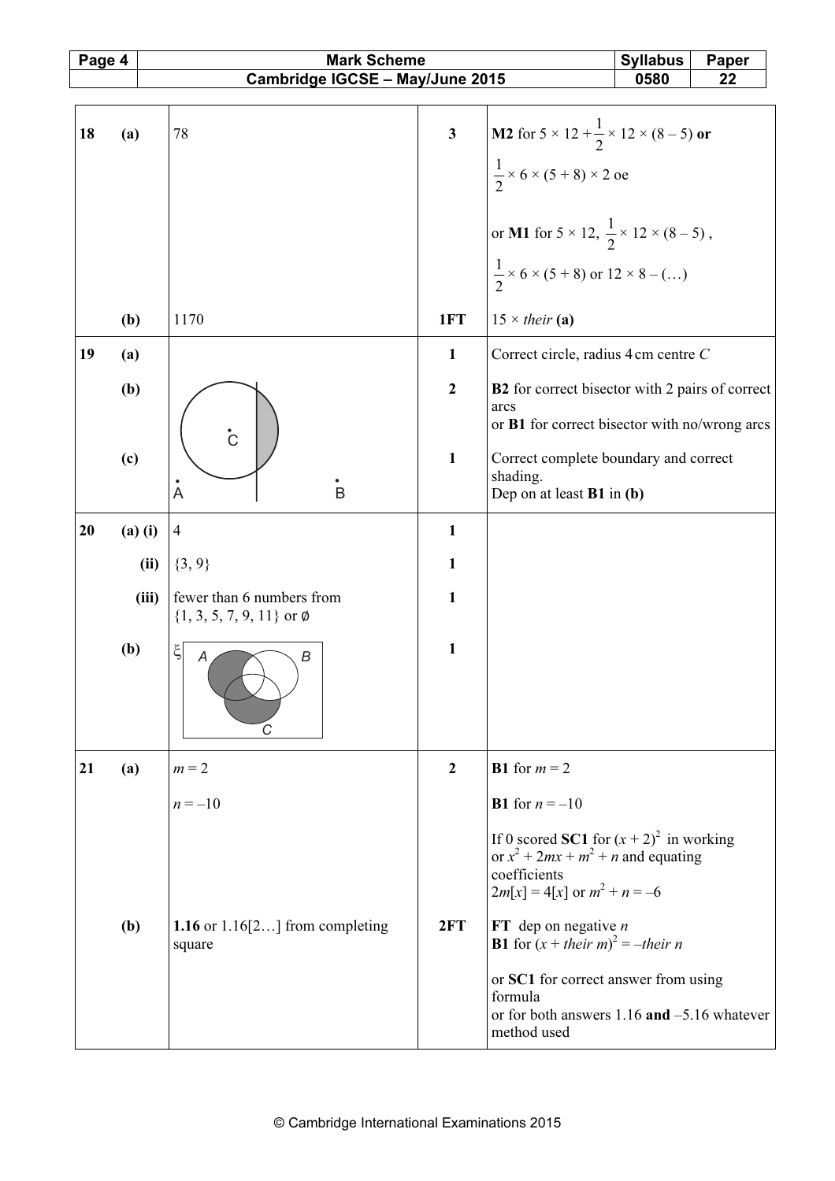| | | | | |
|---|---|---|---|---|
| **18** | **(a)** | 78 | **3** | **M2** for $5 \times 12 + \frac{1}{2} \times 12 \times (8 - 5)$ **or** $\frac{1}{2} \times 6 \times (5 + 8) \times 2$ oe<br><br>or **M1** for $5 \times 12$, $\frac{1}{2} \times 12 \times (8 - 5)$, $\frac{1}{2} \times 6 \times (5 + 8)$ or $12 \times 8 - (\ldots)$ |
| | **(b)** | 1170 | **1FT** | $15 \times$ *their* **(a)** |
| **19** | **(a)** | | **1** | Correct circle, radius 4 cm centre *C* |
| | **(b)** | | **2** | **B2** for correct bisector with 2 pairs of correct arcs<br>or **B1** for correct bisector with no/wrong arcs |
| | **(c)** | | **1** | Correct complete boundary and correct shading.<br>Dep on at least **B1** in **(b)** |
| **20** | **(a) (i)** | 4 | **1** | |
| | **(ii)** | {3, 9} | **1** | |
| | **(iii)** | fewer than 6 numbers from {1, 3, 5, 7, 9, 11} or ∅ | **1** | |
| | **(b)** | | **1** | |
| **21** | **(a)** | $m = 2$<br><br>$n = -10$ | **2** | **B1** for $m = 2$<br><br>**B1** for $n = -10$<br><br>If 0 scored **SC1** for $(x + 2)^2$ in working or $x^2 + 2mx + m^2 + n$ and equating coefficients<br>$2m[x] = 4[x]$ or $m^2 + n = -6$ |
| | **(b)** | **1.16** or 1.16[2…] from completing square | **2FT** | **FT** dep on negative *n*<br>**B1** for $(x + \textit{their } m)^2 = -\textit{their } n$<br><br>or **SC1** for correct answer from using formula<br>or for both answers 1.16 **and** –5.16 whatever method used |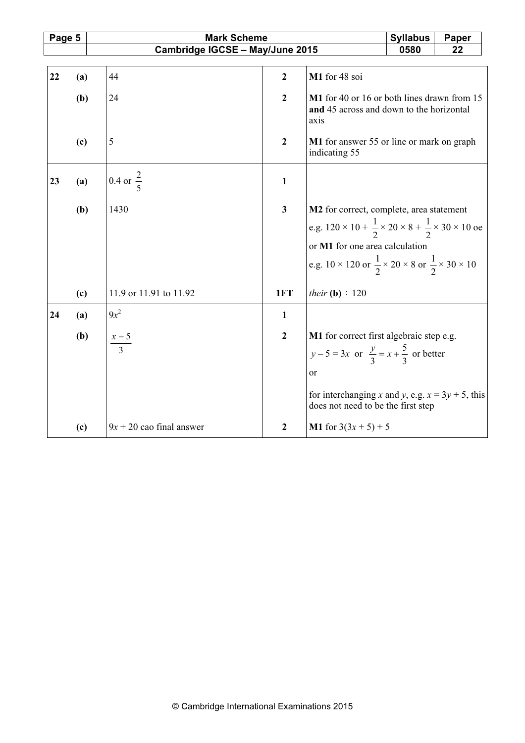| | | | | |
|---|---|---|---|---|
| 22 | (a) | 44 | 2 | **M1** for 48 soi |
| | (b) | 24 | 2 | **M1** for 40 or 16 or both lines drawn from 15 **and** 45 across and down to the horizontal axis |
| | (c) | 5 | 2 | **M1** for answer 55 or line or mark on graph indicating 55 |
| 23 | (a) | 0.4 or $\frac{2}{5}$ | 1 | |
| | (b) | 1430 | 3 | **M2** for correct, complete, area statement e.g. $120 \times 10 + \frac{1}{2} \times 20 \times 8 + \frac{1}{2} \times 30 \times 10$ oe or **M1** for one area calculation e.g. $10 \times 120$ or $\frac{1}{2} \times 20 \times 8$ or $\frac{1}{2} \times 30 \times 10$ |
| | (c) | 11.9 or 11.91 to 11.92 | 1FT | *their* **(b)** ÷ 120 |
| 24 | (a) | $9x^2$ | 1 | |
| | (b) | $\frac{x-5}{3}$ | 2 | **M1** for correct first algebraic step e.g. $y - 5 = 3x$ or $\frac{y}{3} = x + \frac{5}{3}$ or better or for interchanging $x$ and $y$, e.g. $x = 3y + 5$, this does not need to be the first step |
| | (c) | $9x + 20$ cao final answer | 2 | **M1** for $3(3x + 5) + 5$ |